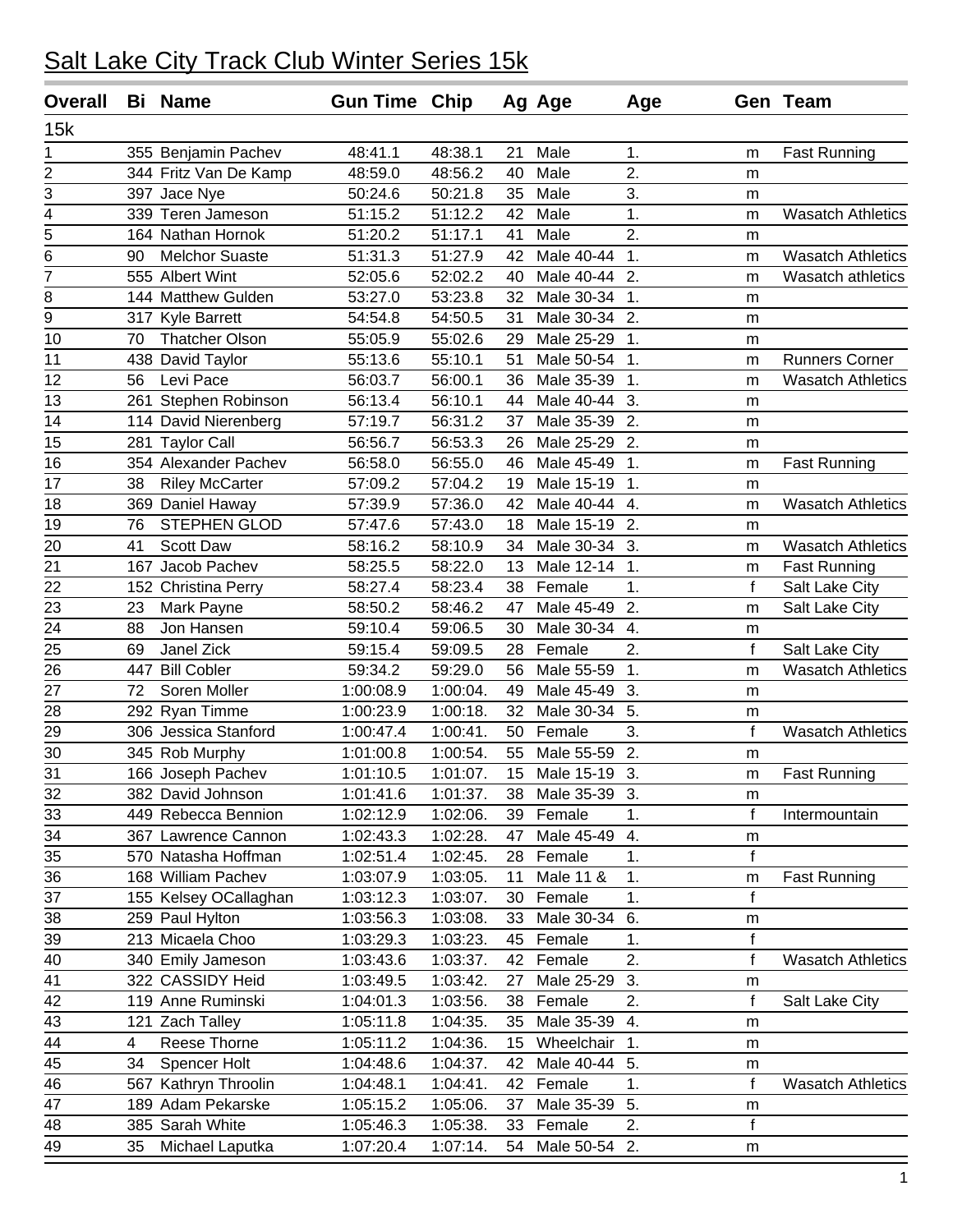# Salt Lake City Track Club Winter Series 15k

| Overall | Bi | Name | Gun Time | Chip | Ag | Age | Age | Gen | Team |
|---|---|---|---|---|---|---|---|---|---|
| 15k | | | | | | | | | |
| 1 | 355 | Benjamin Pachev | 48:41.1 | 48:38.1 | 21 | Male | 1. | m | Fast Running |
| 2 | 344 | Fritz Van De Kamp | 48:59.0 | 48:56.2 | 40 | Male | 2. | m | |
| 3 | 397 | Jace Nye | 50:24.6 | 50:21.8 | 35 | Male | 3. | m | |
| 4 | 339 | Teren Jameson | 51:15.2 | 51:12.2 | 42 | Male | 1. | m | Wasatch Athletics |
| 5 | 164 | Nathan Hornok | 51:20.2 | 51:17.1 | 41 | Male | 2. | m | |
| 6 | 90 | Melchor Suaste | 51:31.3 | 51:27.9 | 42 | Male 40-44 | 1. | m | Wasatch Athletics |
| 7 | 555 | Albert Wint | 52:05.6 | 52:02.2 | 40 | Male 40-44 | 2. | m | Wasatch athletics |
| 8 | 144 | Matthew Gulden | 53:27.0 | 53:23.8 | 32 | Male 30-34 | 1. | m | |
| 9 | 317 | Kyle Barrett | 54:54.8 | 54:50.5 | 31 | Male 30-34 | 2. | m | |
| 10 | 70 | Thatcher Olson | 55:05.9 | 55:02.6 | 29 | Male 25-29 | 1. | m | |
| 11 | 438 | David Taylor | 55:13.6 | 55:10.1 | 51 | Male 50-54 | 1. | m | Runners Corner |
| 12 | 56 | Levi Pace | 56:03.7 | 56:00.1 | 36 | Male 35-39 | 1. | m | Wasatch Athletics |
| 13 | 261 | Stephen Robinson | 56:13.4 | 56:10.1 | 44 | Male 40-44 | 3. | m | |
| 14 | 114 | David Nierenberg | 57:19.7 | 56:31.2 | 37 | Male 35-39 | 2. | m | |
| 15 | 281 | Taylor Call | 56:56.7 | 56:53.3 | 26 | Male 25-29 | 2. | m | |
| 16 | 354 | Alexander Pachev | 56:58.0 | 56:55.0 | 46 | Male 45-49 | 1. | m | Fast Running |
| 17 | 38 | Riley McCarter | 57:09.2 | 57:04.2 | 19 | Male 15-19 | 1. | m | |
| 18 | 369 | Daniel Haway | 57:39.9 | 57:36.0 | 42 | Male 40-44 | 4. | m | Wasatch Athletics |
| 19 | 76 | STEPHEN GLOD | 57:47.6 | 57:43.0 | 18 | Male 15-19 | 2. | m | |
| 20 | 41 | Scott Daw | 58:16.2 | 58:10.9 | 34 | Male 30-34 | 3. | m | Wasatch Athletics |
| 21 | 167 | Jacob Pachev | 58:25.5 | 58:22.0 | 13 | Male 12-14 | 1. | m | Fast Running |
| 22 | 152 | Christina Perry | 58:27.4 | 58:23.4 | 38 | Female | 1. | f | Salt Lake City |
| 23 | 23 | Mark Payne | 58:50.2 | 58:46.2 | 47 | Male 45-49 | 2. | m | Salt Lake City |
| 24 | 88 | Jon Hansen | 59:10.4 | 59:06.5 | 30 | Male 30-34 | 4. | m | |
| 25 | 69 | Janel Zick | 59:15.4 | 59:09.5 | 28 | Female | 2. | f | Salt Lake City |
| 26 | 447 | Bill Cobler | 59:34.2 | 59:29.0 | 56 | Male 55-59 | 1. | m | Wasatch Athletics |
| 27 | 72 | Soren Moller | 1:00:08.9 | 1:00:04. | 49 | Male 45-49 | 3. | m | |
| 28 | 292 | Ryan Timme | 1:00:23.9 | 1:00:18. | 32 | Male 30-34 | 5. | m | |
| 29 | 306 | Jessica Stanford | 1:00:47.4 | 1:00:41. | 50 | Female | 3. | f | Wasatch Athletics |
| 30 | 345 | Rob Murphy | 1:01:00.8 | 1:00:54. | 55 | Male 55-59 | 2. | m | |
| 31 | 166 | Joseph Pachev | 1:01:10.5 | 1:01:07. | 15 | Male 15-19 | 3. | m | Fast Running |
| 32 | 382 | David Johnson | 1:01:41.6 | 1:01:37. | 38 | Male 35-39 | 3. | m | |
| 33 | 449 | Rebecca Bennion | 1:02:12.9 | 1:02:06. | 39 | Female | 1. | f | Intermountain |
| 34 | 367 | Lawrence Cannon | 1:02:43.3 | 1:02:28. | 47 | Male 45-49 | 4. | m | |
| 35 | 570 | Natasha Hoffman | 1:02:51.4 | 1:02:45. | 28 | Female | 1. | f | |
| 36 | 168 | William Pachev | 1:03:07.9 | 1:03:05. | 11 | Male 11 & | 1. | m | Fast Running |
| 37 | 155 | Kelsey OCallaghan | 1:03:12.3 | 1:03:07. | 30 | Female | 1. | f | |
| 38 | 259 | Paul Hylton | 1:03:56.3 | 1:03:08. | 33 | Male 30-34 | 6. | m | |
| 39 | 213 | Micaela Choo | 1:03:29.3 | 1:03:23. | 45 | Female | 1. | f | |
| 40 | 340 | Emily Jameson | 1:03:43.6 | 1:03:37. | 42 | Female | 2. | f | Wasatch Athletics |
| 41 | 322 | CASSIDY Heid | 1:03:49.5 | 1:03:42. | 27 | Male 25-29 | 3. | m | |
| 42 | 119 | Anne Ruminski | 1:04:01.3 | 1:03:56. | 38 | Female | 2. | f | Salt Lake City |
| 43 | 121 | Zach Talley | 1:05:11.8 | 1:04:35. | 35 | Male 35-39 | 4. | m | |
| 44 | 4 | Reese Thorne | 1:05:11.2 | 1:04:36. | 15 | Wheelchair | 1. | m | |
| 45 | 34 | Spencer Holt | 1:04:48.6 | 1:04:37. | 42 | Male 40-44 | 5. | m | |
| 46 | 567 | Kathryn Throolin | 1:04:48.1 | 1:04:41. | 42 | Female | 1. | f | Wasatch Athletics |
| 47 | 189 | Adam Pekarske | 1:05:15.2 | 1:05:06. | 37 | Male 35-39 | 5. | m | |
| 48 | 385 | Sarah White | 1:05:46.3 | 1:05:38. | 33 | Female | 2. | f | |
| 49 | 35 | Michael Laputka | 1:07:20.4 | 1:07:14. | 54 | Male 50-54 | 2. | m | |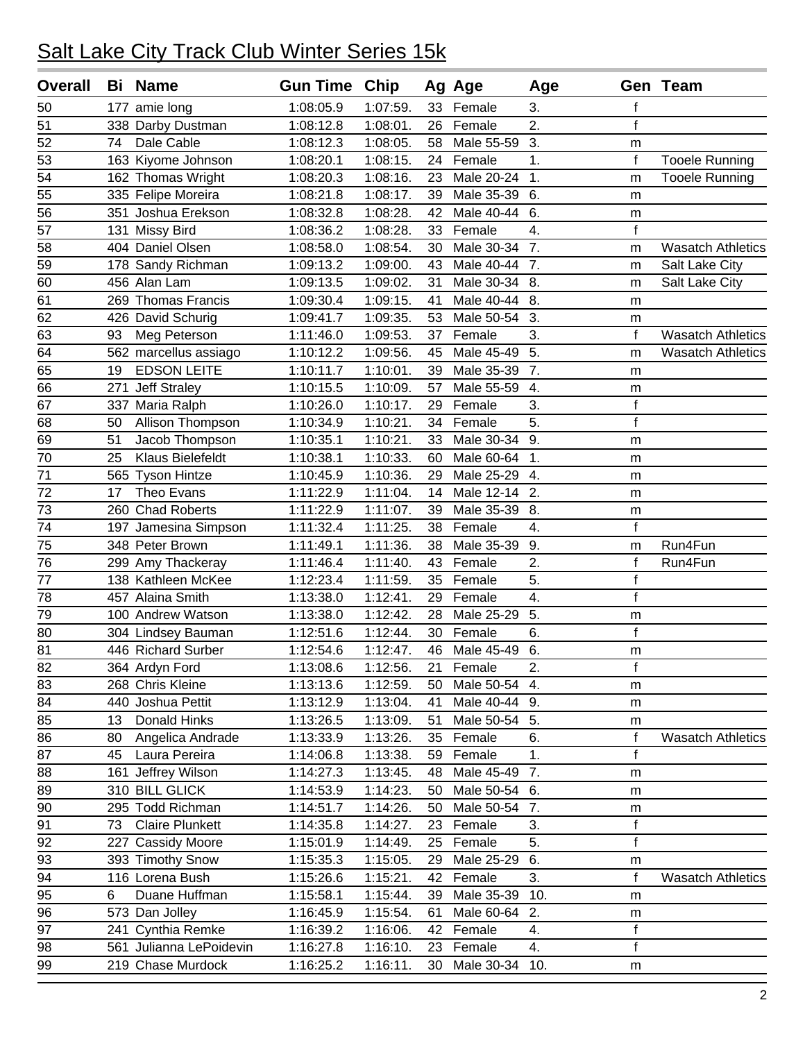# Salt Lake City Track Club Winter Series 15k

| Overall | Bi | Name | Gun Time | Chip | Ag | Age | Age | Gen | Team |
|---|---|---|---|---|---|---|---|---|---|
| 50 | 177 | amie long | 1:08:05.9 | 1:07:59. | 33 | Female | 3. | f | |
| 51 | 338 | Darby Dustman | 1:08:12.8 | 1:08:01. | 26 | Female | 2. | f | |
| 52 | 74 | Dale Cable | 1:08:12.3 | 1:08:05. | 58 | Male 55-59 | 3. | m | |
| 53 | 163 | Kiyome Johnson | 1:08:20.1 | 1:08:15. | 24 | Female | 1. | f | Tooele Running |
| 54 | 162 | Thomas Wright | 1:08:20.3 | 1:08:16. | 23 | Male 20-24 | 1. | m | Tooele Running |
| 55 | 335 | Felipe Moreira | 1:08:21.8 | 1:08:17. | 39 | Male 35-39 | 6. | m | |
| 56 | 351 | Joshua Erekson | 1:08:32.8 | 1:08:28. | 42 | Male 40-44 | 6. | m | |
| 57 | 131 | Missy Bird | 1:08:36.2 | 1:08:28. | 33 | Female | 4. | f | |
| 58 | 404 | Daniel Olsen | 1:08:58.0 | 1:08:54. | 30 | Male 30-34 | 7. | m | Wasatch Athletics |
| 59 | 178 | Sandy Richman | 1:09:13.2 | 1:09:00. | 43 | Male 40-44 | 7. | m | Salt Lake City |
| 60 | 456 | Alan Lam | 1:09:13.5 | 1:09:02. | 31 | Male 30-34 | 8. | m | Salt Lake City |
| 61 | 269 | Thomas Francis | 1:09:30.4 | 1:09:15. | 41 | Male 40-44 | 8. | m | |
| 62 | 426 | David Schurig | 1:09:41.7 | 1:09:35. | 53 | Male 50-54 | 3. | m | |
| 63 | 93 | Meg Peterson | 1:11:46.0 | 1:09:53. | 37 | Female | 3. | f | Wasatch Athletics |
| 64 | 562 | marcellus assiago | 1:10:12.2 | 1:09:56. | 45 | Male 45-49 | 5. | m | Wasatch Athletics |
| 65 | 19 | EDSON LEITE | 1:10:11.7 | 1:10:01. | 39 | Male 35-39 | 7. | m | |
| 66 | 271 | Jeff Straley | 1:10:15.5 | 1:10:09. | 57 | Male 55-59 | 4. | m | |
| 67 | 337 | Maria Ralph | 1:10:26.0 | 1:10:17. | 29 | Female | 3. | f | |
| 68 | 50 | Allison Thompson | 1:10:34.9 | 1:10:21. | 34 | Female | 5. | f | |
| 69 | 51 | Jacob Thompson | 1:10:35.1 | 1:10:21. | 33 | Male 30-34 | 9. | m | |
| 70 | 25 | Klaus Bielefeldt | 1:10:38.1 | 1:10:33. | 60 | Male 60-64 | 1. | m | |
| 71 | 565 | Tyson Hintze | 1:10:45.9 | 1:10:36. | 29 | Male 25-29 | 4. | m | |
| 72 | 17 | Theo Evans | 1:11:22.9 | 1:11:04. | 14 | Male 12-14 | 2. | m | |
| 73 | 260 | Chad Roberts | 1:11:22.9 | 1:11:07. | 39 | Male 35-39 | 8. | m | |
| 74 | 197 | Jamesina Simpson | 1:11:32.4 | 1:11:25. | 38 | Female | 4. | f | |
| 75 | 348 | Peter Brown | 1:11:49.1 | 1:11:36. | 38 | Male 35-39 | 9. | m | Run4Fun |
| 76 | 299 | Amy Thackeray | 1:11:46.4 | 1:11:40. | 43 | Female | 2. | f | Run4Fun |
| 77 | 138 | Kathleen McKee | 1:12:23.4 | 1:11:59. | 35 | Female | 5. | f | |
| 78 | 457 | Alaina Smith | 1:13:38.0 | 1:12:41. | 29 | Female | 4. | f | |
| 79 | 100 | Andrew Watson | 1:13:38.0 | 1:12:42. | 28 | Male 25-29 | 5. | m | |
| 80 | 304 | Lindsey Bauman | 1:12:51.6 | 1:12:44. | 30 | Female | 6. | f | |
| 81 | 446 | Richard Surber | 1:12:54.6 | 1:12:47. | 46 | Male 45-49 | 6. | m | |
| 82 | 364 | Ardyn Ford | 1:13:08.6 | 1:12:56. | 21 | Female | 2. | f | |
| 83 | 268 | Chris Kleine | 1:13:13.6 | 1:12:59. | 50 | Male 50-54 | 4. | m | |
| 84 | 440 | Joshua Pettit | 1:13:12.9 | 1:13:04. | 41 | Male 40-44 | 9. | m | |
| 85 | 13 | Donald Hinks | 1:13:26.5 | 1:13:09. | 51 | Male 50-54 | 5. | m | |
| 86 | 80 | Angelica Andrade | 1:13:33.9 | 1:13:26. | 35 | Female | 6. | f | Wasatch Athletics |
| 87 | 45 | Laura Pereira | 1:14:06.8 | 1:13:38. | 59 | Female | 1. | f | |
| 88 | 161 | Jeffrey Wilson | 1:14:27.3 | 1:13:45. | 48 | Male 45-49 | 7. | m | |
| 89 | 310 | BILL GLICK | 1:14:53.9 | 1:14:23. | 50 | Male 50-54 | 6. | m | |
| 90 | 295 | Todd Richman | 1:14:51.7 | 1:14:26. | 50 | Male 50-54 | 7. | m | |
| 91 | 73 | Claire Plunkett | 1:14:35.8 | 1:14:27. | 23 | Female | 3. | f | |
| 92 | 227 | Cassidy Moore | 1:15:01.9 | 1:14:49. | 25 | Female | 5. | f | |
| 93 | 393 | Timothy Snow | 1:15:35.3 | 1:15:05. | 29 | Male 25-29 | 6. | m | |
| 94 | 116 | Lorena Bush | 1:15:26.6 | 1:15:21. | 42 | Female | 3. | f | Wasatch Athletics |
| 95 | 6 | Duane Huffman | 1:15:58.1 | 1:15:44. | 39 | Male 35-39 | 10. | m | |
| 96 | 573 | Dan Jolley | 1:16:45.9 | 1:15:54. | 61 | Male 60-64 | 2. | m | |
| 97 | 241 | Cynthia Remke | 1:16:39.2 | 1:16:06. | 42 | Female | 4. | f | |
| 98 | 561 | Julianna LePoidevin | 1:16:27.8 | 1:16:10. | 23 | Female | 4. | f | |
| 99 | 219 | Chase Murdock | 1:16:25.2 | 1:16:11. | 30 | Male 30-34 | 10. | m | |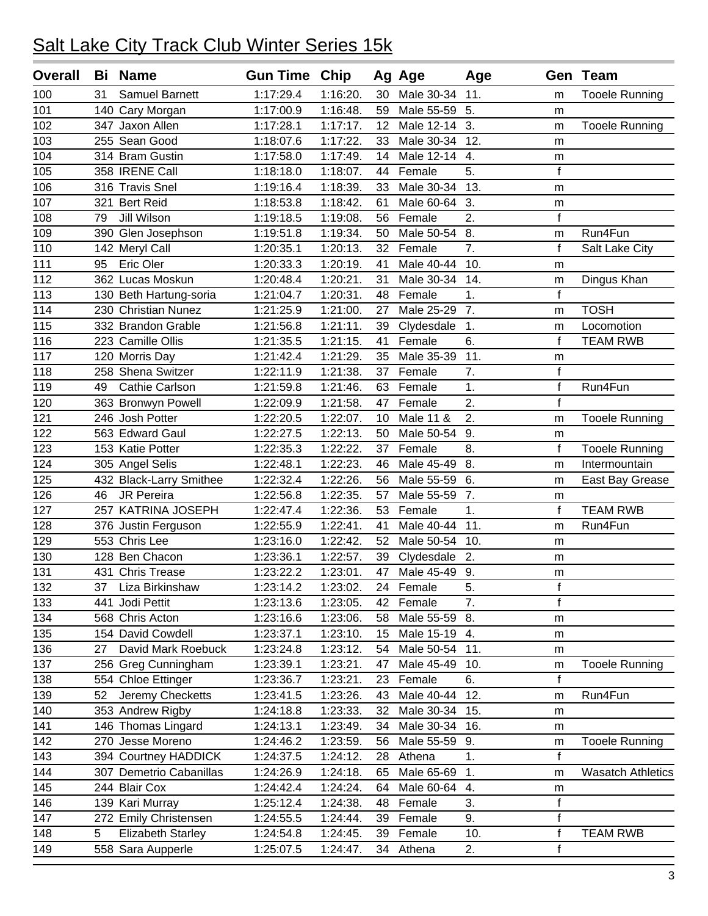# Salt Lake City Track Club Winter Series 15k

| Overall | Bi | Name | Gun Time | Chip | Ag | Age | Age | Gen | Team |
|---|---|---|---|---|---|---|---|---|---|
| 100 | 31 | Samuel Barnett | 1:17:29.4 | 1:16:20. | 30 | Male 30-34 | 11. | m | Tooele Running |
| 101 | 140 | Cary Morgan | 1:17:00.9 | 1:16:48. | 59 | Male 55-59 | 5. | m | |
| 102 | 347 | Jaxon Allen | 1:17:28.1 | 1:17:17. | 12 | Male 12-14 | 3. | m | Tooele Running |
| 103 | 255 | Sean Good | 1:18:07.6 | 1:17:22. | 33 | Male 30-34 | 12. | m | |
| 104 | 314 | Bram Gustin | 1:17:58.0 | 1:17:49. | 14 | Male 12-14 | 4. | m | |
| 105 | 358 | IRENE Call | 1:18:18.0 | 1:18:07. | 44 | Female | 5. | f | |
| 106 | 316 | Travis Snel | 1:19:16.4 | 1:18:39. | 33 | Male 30-34 | 13. | m | |
| 107 | 321 | Bert Reid | 1:18:53.8 | 1:18:42. | 61 | Male 60-64 | 3. | m | |
| 108 | 79 | Jill Wilson | 1:19:18.5 | 1:19:08. | 56 | Female | 2. | f | |
| 109 | 390 | Glen Josephson | 1:19:51.8 | 1:19:34. | 50 | Male 50-54 | 8. | m | Run4Fun |
| 110 | 142 | Meryl Call | 1:20:35.1 | 1:20:13. | 32 | Female | 7. | f | Salt Lake City |
| 111 | 95 | Eric Oler | 1:20:33.3 | 1:20:19. | 41 | Male 40-44 | 10. | m | |
| 112 | 362 | Lucas Moskun | 1:20:48.4 | 1:20:21. | 31 | Male 30-34 | 14. | m | Dingus Khan |
| 113 | 130 | Beth Hartung-soria | 1:21:04.7 | 1:20:31. | 48 | Female | 1. | f | |
| 114 | 230 | Christian Nunez | 1:21:25.9 | 1:21:00. | 27 | Male 25-29 | 7. | m | TOSH |
| 115 | 332 | Brandon Grable | 1:21:56.8 | 1:21:11. | 39 | Clydesdale | 1. | m | Locomotion |
| 116 | 223 | Camille Ollis | 1:21:35.5 | 1:21:15. | 41 | Female | 6. | f | TEAM RWB |
| 117 | 120 | Morris Day | 1:21:42.4 | 1:21:29. | 35 | Male 35-39 | 11. | m | |
| 118 | 258 | Shena Switzer | 1:22:11.9 | 1:21:38. | 37 | Female | 7. | f | |
| 119 | 49 | Cathie Carlson | 1:21:59.8 | 1:21:46. | 63 | Female | 1. | f | Run4Fun |
| 120 | 363 | Bronwyn Powell | 1:22:09.9 | 1:21:58. | 47 | Female | 2. | f | |
| 121 | 246 | Josh Potter | 1:22:20.5 | 1:22:07. | 10 | Male 11 & | 2. | m | Tooele Running |
| 122 | 563 | Edward Gaul | 1:22:27.5 | 1:22:13. | 50 | Male 50-54 | 9. | m | |
| 123 | 153 | Katie Potter | 1:22:35.3 | 1:22:22. | 37 | Female | 8. | f | Tooele Running |
| 124 | 305 | Angel Selis | 1:22:48.1 | 1:22:23. | 46 | Male 45-49 | 8. | m | Intermountain |
| 125 | 432 | Black-Larry Smithee | 1:22:32.4 | 1:22:26. | 56 | Male 55-59 | 6. | m | East Bay Grease |
| 126 | 46 | JR Pereira | 1:22:56.8 | 1:22:35. | 57 | Male 55-59 | 7. | m | |
| 127 | 257 | KATRINA JOSEPH | 1:22:47.4 | 1:22:36. | 53 | Female | 1. | f | TEAM RWB |
| 128 | 376 | Justin Ferguson | 1:22:55.9 | 1:22:41. | 41 | Male 40-44 | 11. | m | Run4Fun |
| 129 | 553 | Chris Lee | 1:23:16.0 | 1:22:42. | 52 | Male 50-54 | 10. | m | |
| 130 | 128 | Ben Chacon | 1:23:36.1 | 1:22:57. | 39 | Clydesdale | 2. | m | |
| 131 | 431 | Chris Trease | 1:23:22.2 | 1:23:01. | 47 | Male 45-49 | 9. | m | |
| 132 | 37 | Liza Birkinshaw | 1:23:14.2 | 1:23:02. | 24 | Female | 5. | f | |
| 133 | 441 | Jodi Pettit | 1:23:13.6 | 1:23:05. | 42 | Female | 7. | f | |
| 134 | 568 | Chris Acton | 1:23:16.6 | 1:23:06. | 58 | Male 55-59 | 8. | m | |
| 135 | 154 | David Cowdell | 1:23:37.1 | 1:23:10. | 15 | Male 15-19 | 4. | m | |
| 136 | 27 | David Mark Roebuck | 1:23:24.8 | 1:23:12. | 54 | Male 50-54 | 11. | m | |
| 137 | 256 | Greg Cunningham | 1:23:39.1 | 1:23:21. | 47 | Male 45-49 | 10. | m | Tooele Running |
| 138 | 554 | Chloe Ettinger | 1:23:36.7 | 1:23:21. | 23 | Female | 6. | f | |
| 139 | 52 | Jeremy Checketts | 1:23:41.5 | 1:23:26. | 43 | Male 40-44 | 12. | m | Run4Fun |
| 140 | 353 | Andrew Rigby | 1:24:18.8 | 1:23:33. | 32 | Male 30-34 | 15. | m | |
| 141 | 146 | Thomas Lingard | 1:24:13.1 | 1:23:49. | 34 | Male 30-34 | 16. | m | |
| 142 | 270 | Jesse Moreno | 1:24:46.2 | 1:23:59. | 56 | Male 55-59 | 9. | m | Tooele Running |
| 143 | 394 | Courtney HADDICK | 1:24:37.5 | 1:24:12. | 28 | Athena | 1. | f | |
| 144 | 307 | Demetrio Cabanillas | 1:24:26.9 | 1:24:18. | 65 | Male 65-69 | 1. | m | Wasatch Athletics |
| 145 | 244 | Blair Cox | 1:24:42.4 | 1:24:24. | 64 | Male 60-64 | 4. | m | |
| 146 | 139 | Kari Murray | 1:25:12.4 | 1:24:38. | 48 | Female | 3. | f | |
| 147 | 272 | Emily Christensen | 1:24:55.5 | 1:24:44. | 39 | Female | 9. | f | |
| 148 | 5 | Elizabeth Starley | 1:24:54.8 | 1:24:45. | 39 | Female | 10. | f | TEAM RWB |
| 149 | 558 | Sara Aupperle | 1:25:07.5 | 1:24:47. | 34 | Athena | 2. | f | |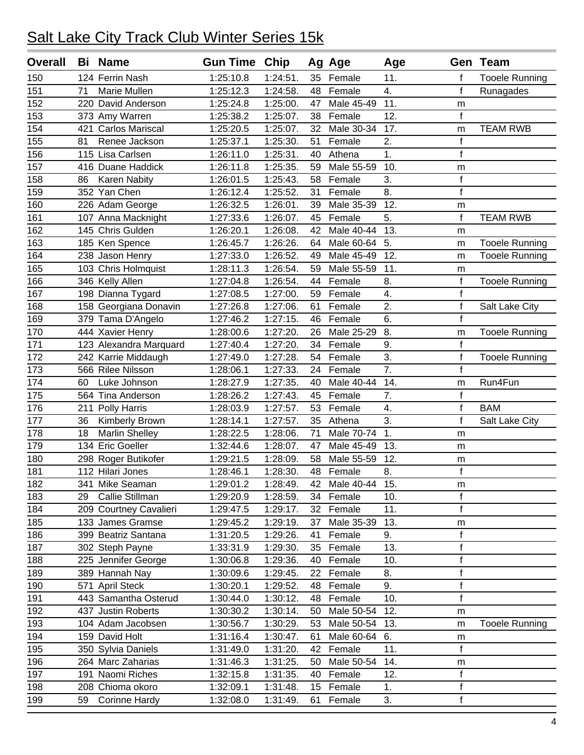# Salt Lake City Track Club Winter Series 15k

| Overall | Bi | Name | Gun Time | Chip | Ag | Age | Age | Gen | Team |
|---|---|---|---|---|---|---|---|---|---|
| 150 | 124 | Ferrin Nash | 1:25:10.8 | 1:24:51. | 35 | Female | 11. | f | Tooele Running |
| 151 | 71 | Marie Mullen | 1:25:12.3 | 1:24:58. | 48 | Female | 4. | f | Runagades |
| 152 | 220 | David Anderson | 1:25:24.8 | 1:25:00. | 47 | Male 45-49 | 11. | m | |
| 153 | 373 | Amy Warren | 1:25:38.2 | 1:25:07. | 38 | Female | 12. | f | |
| 154 | 421 | Carlos Mariscal | 1:25:20.5 | 1:25:07. | 32 | Male 30-34 | 17. | m | TEAM RWB |
| 155 | 81 | Renee Jackson | 1:25:37.1 | 1:25:30. | 51 | Female | 2. | f | |
| 156 | 115 | Lisa Carlsen | 1:26:11.0 | 1:25:31. | 40 | Athena | 1. | f | |
| 157 | 416 | Duane Haddick | 1:26:11.8 | 1:25:35. | 59 | Male 55-59 | 10. | m | |
| 158 | 86 | Karen Nabity | 1:26:01.5 | 1:25:43. | 58 | Female | 3. | f | |
| 159 | 352 | Yan Chen | 1:26:12.4 | 1:25:52. | 31 | Female | 8. | f | |
| 160 | 226 | Adam George | 1:26:32.5 | 1:26:01. | 39 | Male 35-39 | 12. | m | |
| 161 | 107 | Anna Macknight | 1:27:33.6 | 1:26:07. | 45 | Female | 5. | f | TEAM RWB |
| 162 | 145 | Chris Gulden | 1:26:20.1 | 1:26:08. | 42 | Male 40-44 | 13. | m | |
| 163 | 185 | Ken Spence | 1:26:45.7 | 1:26:26. | 64 | Male 60-64 | 5. | m | Tooele Running |
| 164 | 238 | Jason Henry | 1:27:33.0 | 1:26:52. | 49 | Male 45-49 | 12. | m | Tooele Running |
| 165 | 103 | Chris Holmquist | 1:28:11.3 | 1:26:54. | 59 | Male 55-59 | 11. | m | |
| 166 | 346 | Kelly Allen | 1:27:04.8 | 1:26:54. | 44 | Female | 8. | f | Tooele Running |
| 167 | 198 | Dianna Tygard | 1:27:08.5 | 1:27:00. | 59 | Female | 4. | f | |
| 168 | 158 | Georgiana Donavin | 1:27:26.8 | 1:27:06. | 61 | Female | 2. | f | Salt Lake City |
| 169 | 379 | Tama D'Angelo | 1:27:46.2 | 1:27:15. | 46 | Female | 6. | f | |
| 170 | 444 | Xavier Henry | 1:28:00.6 | 1:27:20. | 26 | Male 25-29 | 8. | m | Tooele Running |
| 171 | 123 | Alexandra Marquard | 1:27:40.4 | 1:27:20. | 34 | Female | 9. | f | |
| 172 | 242 | Karrie Middaugh | 1:27:49.0 | 1:27:28. | 54 | Female | 3. | f | Tooele Running |
| 173 | 566 | Rilee Nilsson | 1:28:06.1 | 1:27:33. | 24 | Female | 7. | f | |
| 174 | 60 | Luke Johnson | 1:28:27.9 | 1:27:35. | 40 | Male 40-44 | 14. | m | Run4Fun |
| 175 | 564 | Tina Anderson | 1:28:26.2 | 1:27:43. | 45 | Female | 7. | f | |
| 176 | 211 | Polly Harris | 1:28:03.9 | 1:27:57. | 53 | Female | 4. | f | BAM |
| 177 | 36 | Kimberly Brown | 1:28:14.1 | 1:27:57. | 35 | Athena | 3. | f | Salt Lake City |
| 178 | 18 | Marlin Shelley | 1:28:22.5 | 1:28:06. | 71 | Male 70-74 | 1. | m | |
| 179 | 134 | Eric Goeller | 1:32:44.6 | 1:28:07. | 47 | Male 45-49 | 13. | m | |
| 180 | 298 | Roger Butikofer | 1:29:21.5 | 1:28:09. | 58 | Male 55-59 | 12. | m | |
| 181 | 112 | Hilari Jones | 1:28:46.1 | 1:28:30. | 48 | Female | 8. | f | |
| 182 | 341 | Mike Seaman | 1:29:01.2 | 1:28:49. | 42 | Male 40-44 | 15. | m | |
| 183 | 29 | Callie Stillman | 1:29:20.9 | 1:28:59. | 34 | Female | 10. | f | |
| 184 | 209 | Courtney Cavalieri | 1:29:47.5 | 1:29:17. | 32 | Female | 11. | f | |
| 185 | 133 | James Gramse | 1:29:45.2 | 1:29:19. | 37 | Male 35-39 | 13. | m | |
| 186 | 399 | Beatriz Santana | 1:31:20.5 | 1:29:26. | 41 | Female | 9. | f | |
| 187 | 302 | Steph Payne | 1:33:31.9 | 1:29:30. | 35 | Female | 13. | f | |
| 188 | 225 | Jennifer George | 1:30:06.8 | 1:29:36. | 40 | Female | 10. | f | |
| 189 | 389 | Hannah Nay | 1:30:09.6 | 1:29:45. | 22 | Female | 8. | f | |
| 190 | 571 | April Steck | 1:30:20.1 | 1:29:52. | 48 | Female | 9. | f | |
| 191 | 443 | Samantha Osterud | 1:30:44.0 | 1:30:12. | 48 | Female | 10. | f | |
| 192 | 437 | Justin Roberts | 1:30:30.2 | 1:30:14. | 50 | Male 50-54 | 12. | m | |
| 193 | 104 | Adam Jacobsen | 1:30:56.7 | 1:30:29. | 53 | Male 50-54 | 13. | m | Tooele Running |
| 194 | 159 | David Holt | 1:31:16.4 | 1:30:47. | 61 | Male 60-64 | 6. | m | |
| 195 | 350 | Sylvia Daniels | 1:31:49.0 | 1:31:20. | 42 | Female | 11. | f | |
| 196 | 264 | Marc Zaharias | 1:31:46.3 | 1:31:25. | 50 | Male 50-54 | 14. | m | |
| 197 | 191 | Naomi Riches | 1:32:15.8 | 1:31:35. | 40 | Female | 12. | f | |
| 198 | 208 | Chioma okoro | 1:32:09.1 | 1:31:48. | 15 | Female | 1. | f | |
| 199 | 59 | Corinne Hardy | 1:32:08.0 | 1:31:49. | 61 | Female | 3. | f | |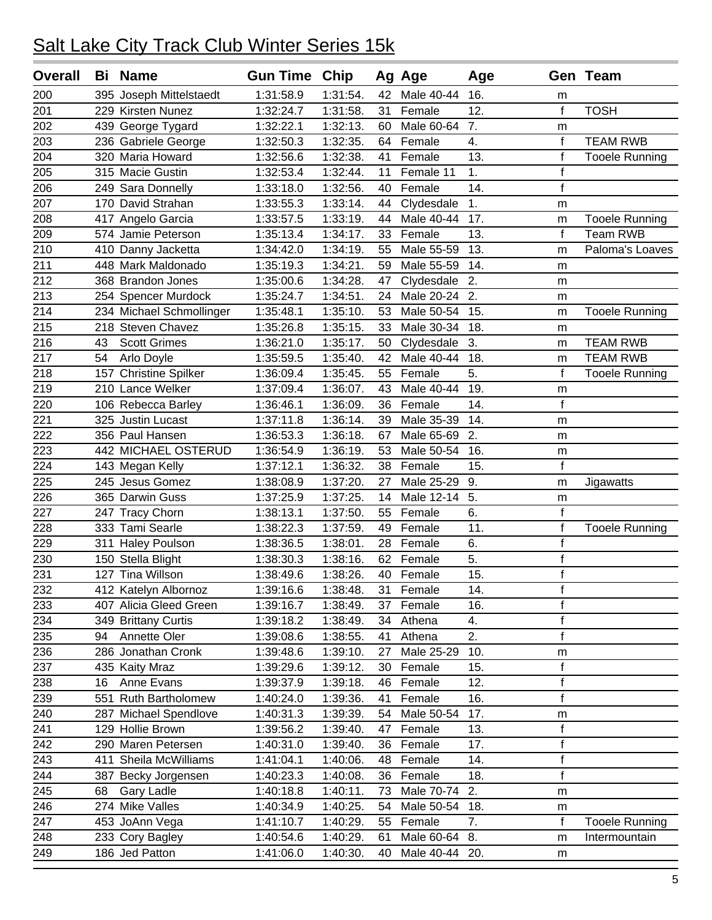# Salt Lake City Track Club Winter Series 15k

| Overall | Bi | Name | Gun Time | Chip | Ag | Age | Age | Gen | Team |
|---|---|---|---|---|---|---|---|---|---|
| 200 | 395 | Joseph Mittelstaedt | 1:31:58.9 | 1:31:54. | 42 | Male 40-44 | 16. | m | |
| 201 | 229 | Kirsten Nunez | 1:32:24.7 | 1:31:58. | 31 | Female | 12. | f | TOSH |
| 202 | 439 | George Tygard | 1:32:22.1 | 1:32:13. | 60 | Male 60-64 | 7. | m | |
| 203 | 236 | Gabriele George | 1:32:50.3 | 1:32:35. | 64 | Female | 4. | f | TEAM RWB |
| 204 | 320 | Maria Howard | 1:32:56.6 | 1:32:38. | 41 | Female | 13. | f | Tooele Running |
| 205 | 315 | Macie Gustin | 1:32:53.4 | 1:32:44. | 11 | Female 11 | 1. | f | |
| 206 | 249 | Sara Donnelly | 1:33:18.0 | 1:32:56. | 40 | Female | 14. | f | |
| 207 | 170 | David Strahan | 1:33:55.3 | 1:33:14. | 44 | Clydesdale | 1. | m | |
| 208 | 417 | Angelo Garcia | 1:33:57.5 | 1:33:19. | 44 | Male 40-44 | 17. | m | Tooele Running |
| 209 | 574 | Jamie Peterson | 1:35:13.4 | 1:34:17. | 33 | Female | 13. | f | Team RWB |
| 210 | 410 | Danny Jacketta | 1:34:42.0 | 1:34:19. | 55 | Male 55-59 | 13. | m | Paloma's Loaves |
| 211 | 448 | Mark Maldonado | 1:35:19.3 | 1:34:21. | 59 | Male 55-59 | 14. | m | |
| 212 | 368 | Brandon Jones | 1:35:00.6 | 1:34:28. | 47 | Clydesdale | 2. | m | |
| 213 | 254 | Spencer Murdock | 1:35:24.7 | 1:34:51. | 24 | Male 20-24 | 2. | m | |
| 214 | 234 | Michael Schmollinger | 1:35:48.1 | 1:35:10. | 53 | Male 50-54 | 15. | m | Tooele Running |
| 215 | 218 | Steven Chavez | 1:35:26.8 | 1:35:15. | 33 | Male 30-34 | 18. | m | |
| 216 | 43 | Scott Grimes | 1:36:21.0 | 1:35:17. | 50 | Clydesdale | 3. | m | TEAM RWB |
| 217 | 54 | Arlo Doyle | 1:35:59.5 | 1:35:40. | 42 | Male 40-44 | 18. | m | TEAM RWB |
| 218 | 157 | Christine Spilker | 1:36:09.4 | 1:35:45. | 55 | Female | 5. | f | Tooele Running |
| 219 | 210 | Lance Welker | 1:37:09.4 | 1:36:07. | 43 | Male 40-44 | 19. | m | |
| 220 | 106 | Rebecca Barley | 1:36:46.1 | 1:36:09. | 36 | Female | 14. | f | |
| 221 | 325 | Justin Lucast | 1:37:11.8 | 1:36:14. | 39 | Male 35-39 | 14. | m | |
| 222 | 356 | Paul Hansen | 1:36:53.3 | 1:36:18. | 67 | Male 65-69 | 2. | m | |
| 223 | 442 | MICHAEL OSTERUD | 1:36:54.9 | 1:36:19. | 53 | Male 50-54 | 16. | m | |
| 224 | 143 | Megan Kelly | 1:37:12.1 | 1:36:32. | 38 | Female | 15. | f | |
| 225 | 245 | Jesus Gomez | 1:38:08.9 | 1:37:20. | 27 | Male 25-29 | 9. | m | Jigawatts |
| 226 | 365 | Darwin Guss | 1:37:25.9 | 1:37:25. | 14 | Male 12-14 | 5. | m | |
| 227 | 247 | Tracy Chorn | 1:38:13.1 | 1:37:50. | 55 | Female | 6. | f | |
| 228 | 333 | Tami Searle | 1:38:22.3 | 1:37:59. | 49 | Female | 11. | f | Tooele Running |
| 229 | 311 | Haley Poulson | 1:38:36.5 | 1:38:01. | 28 | Female | 6. | f | |
| 230 | 150 | Stella Blight | 1:38:30.3 | 1:38:16. | 62 | Female | 5. | f | |
| 231 | 127 | Tina Willson | 1:38:49.6 | 1:38:26. | 40 | Female | 15. | f | |
| 232 | 412 | Katelyn Albornoz | 1:39:16.6 | 1:38:48. | 31 | Female | 14. | f | |
| 233 | 407 | Alicia Gleed Green | 1:39:16.7 | 1:38:49. | 37 | Female | 16. | f | |
| 234 | 349 | Brittany Curtis | 1:39:18.2 | 1:38:49. | 34 | Athena | 4. | f | |
| 235 | 94 | Annette Oler | 1:39:08.6 | 1:38:55. | 41 | Athena | 2. | f | |
| 236 | 286 | Jonathan Cronk | 1:39:48.6 | 1:39:10. | 27 | Male 25-29 | 10. | m | |
| 237 | 435 | Kaity Mraz | 1:39:29.6 | 1:39:12. | 30 | Female | 15. | f | |
| 238 | 16 | Anne Evans | 1:39:37.9 | 1:39:18. | 46 | Female | 12. | f | |
| 239 | 551 | Ruth Bartholomew | 1:40:24.0 | 1:39:36. | 41 | Female | 16. | f | |
| 240 | 287 | Michael Spendlove | 1:40:31.3 | 1:39:39. | 54 | Male 50-54 | 17. | m | |
| 241 | 129 | Hollie Brown | 1:39:56.2 | 1:39:40. | 47 | Female | 13. | f | |
| 242 | 290 | Maren Petersen | 1:40:31.0 | 1:39:40. | 36 | Female | 17. | f | |
| 243 | 411 | Sheila McWilliams | 1:41:04.1 | 1:40:06. | 48 | Female | 14. | f | |
| 244 | 387 | Becky Jorgensen | 1:40:23.3 | 1:40:08. | 36 | Female | 18. | f | |
| 245 | 68 | Gary Ladle | 1:40:18.8 | 1:40:11. | 73 | Male 70-74 | 2. | m | |
| 246 | 274 | Mike Valles | 1:40:34.9 | 1:40:25. | 54 | Male 50-54 | 18. | m | |
| 247 | 453 | JoAnn Vega | 1:41:10.7 | 1:40:29. | 55 | Female | 7. | f | Tooele Running |
| 248 | 233 | Cory Bagley | 1:40:54.6 | 1:40:29. | 61 | Male 60-64 | 8. | m | Intermountain |
| 249 | 186 | Jed Patton | 1:41:06.0 | 1:40:30. | 40 | Male 40-44 | 20. | m | |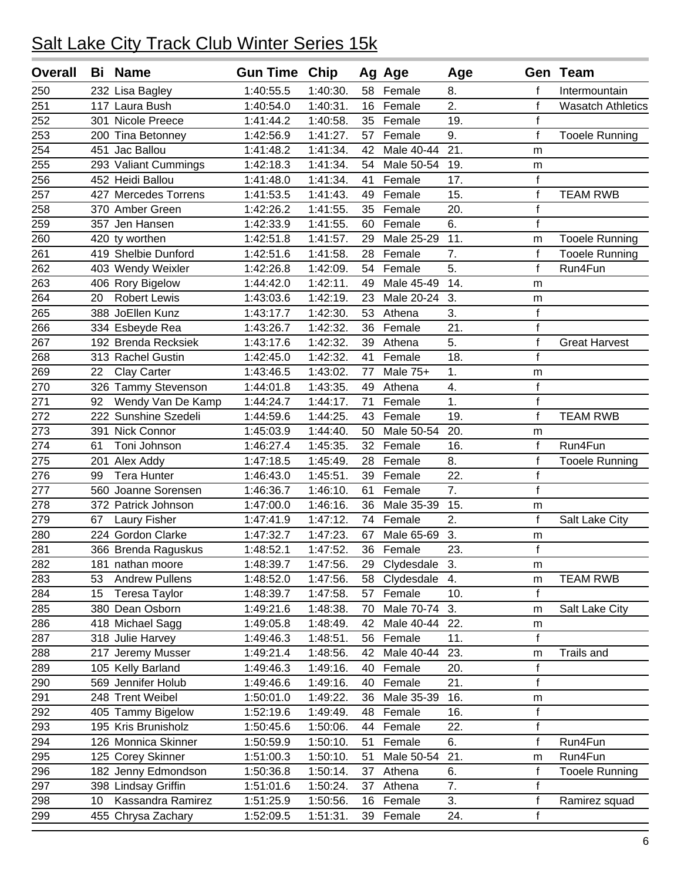# Salt Lake City Track Club Winter Series 15k

| Overall | Bi | Name | Gun Time | Chip | Ag | Age | Age | Gen | Team |
|---|---|---|---|---|---|---|---|---|---|
| 250 | 232 | Lisa Bagley | 1:40:55.5 | 1:40:30. | 58 | Female | 8. | f | Intermountain |
| 251 | 117 | Laura Bush | 1:40:54.0 | 1:40:31. | 16 | Female | 2. | f | Wasatch Athletics |
| 252 | 301 | Nicole Preece | 1:41:44.2 | 1:40:58. | 35 | Female | 19. | f | |
| 253 | 200 | Tina Betonney | 1:42:56.9 | 1:41:27. | 57 | Female | 9. | f | Tooele Running |
| 254 | 451 | Jac Ballou | 1:41:48.2 | 1:41:34. | 42 | Male 40-44 | 21. | m | |
| 255 | 293 | Valiant Cummings | 1:42:18.3 | 1:41:34. | 54 | Male 50-54 | 19. | m | |
| 256 | 452 | Heidi Ballou | 1:41:48.0 | 1:41:34. | 41 | Female | 17. | f | |
| 257 | 427 | Mercedes Torrens | 1:41:53.5 | 1:41:43. | 49 | Female | 15. | f | TEAM RWB |
| 258 | 370 | Amber Green | 1:42:26.2 | 1:41:55. | 35 | Female | 20. | f | |
| 259 | 357 | Jen Hansen | 1:42:33.9 | 1:41:55. | 60 | Female | 6. | f | |
| 260 | 420 | ty worthen | 1:42:51.8 | 1:41:57. | 29 | Male 25-29 | 11. | m | Tooele Running |
| 261 | 419 | Shelbie Dunford | 1:42:51.6 | 1:41:58. | 28 | Female | 7. | f | Tooele Running |
| 262 | 403 | Wendy Weixler | 1:42:26.8 | 1:42:09. | 54 | Female | 5. | f | Run4Fun |
| 263 | 406 | Rory Bigelow | 1:44:42.0 | 1:42:11. | 49 | Male 45-49 | 14. | m | |
| 264 | 20 | Robert Lewis | 1:43:03.6 | 1:42:19. | 23 | Male 20-24 | 3. | m | |
| 265 | 388 | JoEllen Kunz | 1:43:17.7 | 1:42:30. | 53 | Athena | 3. | f | |
| 266 | 334 | Esbeyde Rea | 1:43:26.7 | 1:42:32. | 36 | Female | 21. | f | |
| 267 | 192 | Brenda Recksiek | 1:43:17.6 | 1:42:32. | 39 | Athena | 5. | f | Great Harvest |
| 268 | 313 | Rachel Gustin | 1:42:45.0 | 1:42:32. | 41 | Female | 18. | f | |
| 269 | 22 | Clay Carter | 1:43:46.5 | 1:43:02. | 77 | Male 75+ | 1. | m | |
| 270 | 326 | Tammy Stevenson | 1:44:01.8 | 1:43:35. | 49 | Athena | 4. | f | |
| 271 | 92 | Wendy Van De Kamp | 1:44:24.7 | 1:44:17. | 71 | Female | 1. | f | |
| 272 | 222 | Sunshine Szedeli | 1:44:59.6 | 1:44:25. | 43 | Female | 19. | f | TEAM RWB |
| 273 | 391 | Nick Connor | 1:45:03.9 | 1:44:40. | 50 | Male 50-54 | 20. | m | |
| 274 | 61 | Toni Johnson | 1:46:27.4 | 1:45:35. | 32 | Female | 16. | f | Run4Fun |
| 275 | 201 | Alex Addy | 1:47:18.5 | 1:45:49. | 28 | Female | 8. | f | Tooele Running |
| 276 | 99 | Tera Hunter | 1:46:43.0 | 1:45:51. | 39 | Female | 22. | f | |
| 277 | 560 | Joanne Sorensen | 1:46:36.7 | 1:46:10. | 61 | Female | 7. | f | |
| 278 | 372 | Patrick Johnson | 1:47:00.0 | 1:46:16. | 36 | Male 35-39 | 15. | m | |
| 279 | 67 | Laury Fisher | 1:47:41.9 | 1:47:12. | 74 | Female | 2. | f | Salt Lake City |
| 280 | 224 | Gordon Clarke | 1:47:32.7 | 1:47:23. | 67 | Male 65-69 | 3. | m | |
| 281 | 366 | Brenda Raguskus | 1:48:52.1 | 1:47:52. | 36 | Female | 23. | f | |
| 282 | 181 | nathan moore | 1:48:39.7 | 1:47:56. | 29 | Clydesdale | 3. | m | |
| 283 | 53 | Andrew Pullens | 1:48:52.0 | 1:47:56. | 58 | Clydesdale | 4. | m | TEAM RWB |
| 284 | 15 | Teresa Taylor | 1:48:39.7 | 1:47:58. | 57 | Female | 10. | f | |
| 285 | 380 | Dean Osborn | 1:49:21.6 | 1:48:38. | 70 | Male 70-74 | 3. | m | Salt Lake City |
| 286 | 418 | Michael Sagg | 1:49:05.8 | 1:48:49. | 42 | Male 40-44 | 22. | m | |
| 287 | 318 | Julie Harvey | 1:49:46.3 | 1:48:51. | 56 | Female | 11. | f | |
| 288 | 217 | Jeremy Musser | 1:49:21.4 | 1:48:56. | 42 | Male 40-44 | 23. | m | Trails and |
| 289 | 105 | Kelly Barland | 1:49:46.3 | 1:49:16. | 40 | Female | 20. | f | |
| 290 | 569 | Jennifer Holub | 1:49:46.6 | 1:49:16. | 40 | Female | 21. | f | |
| 291 | 248 | Trent Weibel | 1:50:01.0 | 1:49:22. | 36 | Male 35-39 | 16. | m | |
| 292 | 405 | Tammy Bigelow | 1:52:19.6 | 1:49:49. | 48 | Female | 16. | f | |
| 293 | 195 | Kris Brunisholz | 1:50:45.6 | 1:50:06. | 44 | Female | 22. | f | |
| 294 | 126 | Monnica Skinner | 1:50:59.9 | 1:50:10. | 51 | Female | 6. | f | Run4Fun |
| 295 | 125 | Corey Skinner | 1:51:00.3 | 1:50:10. | 51 | Male 50-54 | 21. | m | Run4Fun |
| 296 | 182 | Jenny Edmondson | 1:50:36.8 | 1:50:14. | 37 | Athena | 6. | f | Tooele Running |
| 297 | 398 | Lindsay Griffin | 1:51:01.6 | 1:50:24. | 37 | Athena | 7. | f | |
| 298 | 10 | Kassandra Ramirez | 1:51:25.9 | 1:50:56. | 16 | Female | 3. | f | Ramirez squad |
| 299 | 455 | Chrysa Zachary | 1:52:09.5 | 1:51:31. | 39 | Female | 24. | f | |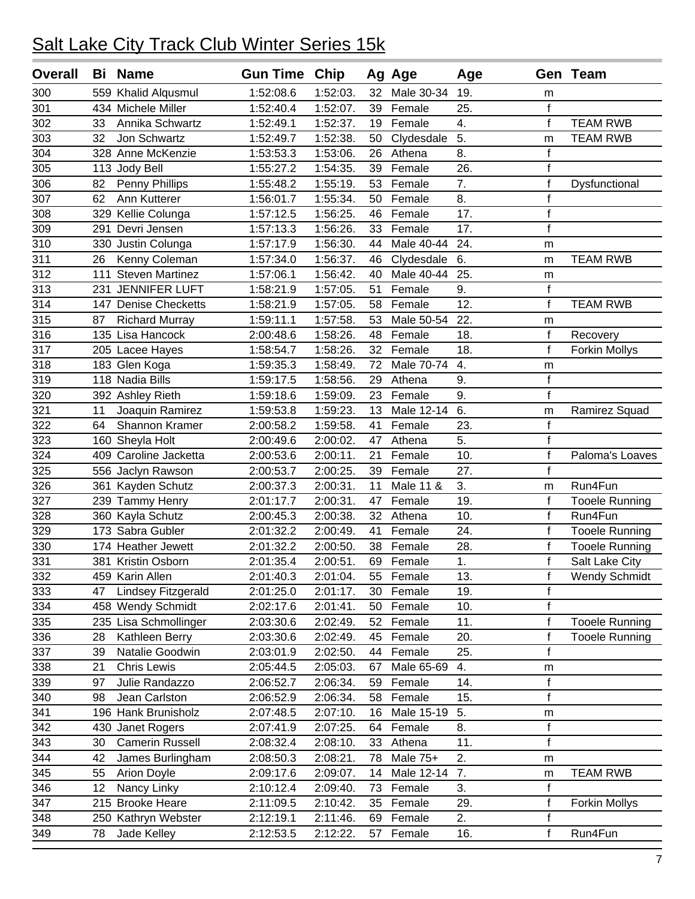# Salt Lake City Track Club Winter Series 15k

| Overall | Bi | Name | Gun Time | Chip | Ag | Age | Age | Gen | Team |
|---|---|---|---|---|---|---|---|---|---|
| 300 | 559 | Khalid Alqusmul | 1:52:08.6 | 1:52:03. | 32 | Male 30-34 | 19. | m | |
| 301 | 434 | Michele Miller | 1:52:40.4 | 1:52:07. | 39 | Female | 25. | f | |
| 302 | 33 | Annika Schwartz | 1:52:49.1 | 1:52:37. | 19 | Female | 4. | f | TEAM RWB |
| 303 | 32 | Jon Schwartz | 1:52:49.7 | 1:52:38. | 50 | Clydesdale | 5. | m | TEAM RWB |
| 304 | 328 | Anne McKenzie | 1:53:53.3 | 1:53:06. | 26 | Athena | 8. | f | |
| 305 | 113 | Jody Bell | 1:55:27.2 | 1:54:35. | 39 | Female | 26. | f | |
| 306 | 82 | Penny Phillips | 1:55:48.2 | 1:55:19. | 53 | Female | 7. | f | Dysfunctional |
| 307 | 62 | Ann Kutterer | 1:56:01.7 | 1:55:34. | 50 | Female | 8. | f | |
| 308 | 329 | Kellie Colunga | 1:57:12.5 | 1:56:25. | 46 | Female | 17. | f | |
| 309 | 291 | Devri Jensen | 1:57:13.3 | 1:56:26. | 33 | Female | 17. | f | |
| 310 | 330 | Justin Colunga | 1:57:17.9 | 1:56:30. | 44 | Male 40-44 | 24. | m | |
| 311 | 26 | Kenny Coleman | 1:57:34.0 | 1:56:37. | 46 | Clydesdale | 6. | m | TEAM RWB |
| 312 | 111 | Steven Martinez | 1:57:06.1 | 1:56:42. | 40 | Male 40-44 | 25. | m | |
| 313 | 231 | JENNIFER LUFT | 1:58:21.9 | 1:57:05. | 51 | Female | 9. | f | |
| 314 | 147 | Denise Checketts | 1:58:21.9 | 1:57:05. | 58 | Female | 12. | f | TEAM RWB |
| 315 | 87 | Richard Murray | 1:59:11.1 | 1:57:58. | 53 | Male 50-54 | 22. | m | |
| 316 | 135 | Lisa Hancock | 2:00:48.6 | 1:58:26. | 48 | Female | 18. | f | Recovery |
| 317 | 205 | Lacee Hayes | 1:58:54.7 | 1:58:26. | 32 | Female | 18. | f | Forkin Mollys |
| 318 | 183 | Glen Koga | 1:59:35.3 | 1:58:49. | 72 | Male 70-74 | 4. | m | |
| 319 | 118 | Nadia Bills | 1:59:17.5 | 1:58:56. | 29 | Athena | 9. | f | |
| 320 | 392 | Ashley Rieth | 1:59:18.6 | 1:59:09. | 23 | Female | 9. | f | |
| 321 | 11 | Joaquin Ramirez | 1:59:53.8 | 1:59:23. | 13 | Male 12-14 | 6. | m | Ramirez Squad |
| 322 | 64 | Shannon Kramer | 2:00:58.2 | 1:59:58. | 41 | Female | 23. | f | |
| 323 | 160 | Sheyla Holt | 2:00:49.6 | 2:00:02. | 47 | Athena | 5. | f | |
| 324 | 409 | Caroline Jacketta | 2:00:53.6 | 2:00:11. | 21 | Female | 10. | f | Paloma's Loaves |
| 325 | 556 | Jaclyn Rawson | 2:00:53.7 | 2:00:25. | 39 | Female | 27. | f | |
| 326 | 361 | Kayden Schutz | 2:00:37.3 | 2:00:31. | 11 | Male 11 & | 3. | m | Run4Fun |
| 327 | 239 | Tammy Henry | 2:01:17.7 | 2:00:31. | 47 | Female | 19. | f | Tooele Running |
| 328 | 360 | Kayla Schutz | 2:00:45.3 | 2:00:38. | 32 | Athena | 10. | f | Run4Fun |
| 329 | 173 | Sabra Gubler | 2:01:32.2 | 2:00:49. | 41 | Female | 24. | f | Tooele Running |
| 330 | 174 | Heather Jewett | 2:01:32.2 | 2:00:50. | 38 | Female | 28. | f | Tooele Running |
| 331 | 381 | Kristin Osborn | 2:01:35.4 | 2:00:51. | 69 | Female | 1. | f | Salt Lake City |
| 332 | 459 | Karin Allen | 2:01:40.3 | 2:01:04. | 55 | Female | 13. | f | Wendy Schmidt |
| 333 | 47 | Lindsey Fitzgerald | 2:01:25.0 | 2:01:17. | 30 | Female | 19. | f | |
| 334 | 458 | Wendy Schmidt | 2:02:17.6 | 2:01:41. | 50 | Female | 10. | f | |
| 335 | 235 | Lisa Schmollinger | 2:03:30.6 | 2:02:49. | 52 | Female | 11. | f | Tooele Running |
| 336 | 28 | Kathleen Berry | 2:03:30.6 | 2:02:49. | 45 | Female | 20. | f | Tooele Running |
| 337 | 39 | Natalie Goodwin | 2:03:01.9 | 2:02:50. | 44 | Female | 25. | f | |
| 338 | 21 | Chris Lewis | 2:05:44.5 | 2:05:03. | 67 | Male 65-69 | 4. | m | |
| 339 | 97 | Julie Randazzo | 2:06:52.7 | 2:06:34. | 59 | Female | 14. | f | |
| 340 | 98 | Jean Carlston | 2:06:52.9 | 2:06:34. | 58 | Female | 15. | f | |
| 341 | 196 | Hank Brunisholz | 2:07:48.5 | 2:07:10. | 16 | Male 15-19 | 5. | m | |
| 342 | 430 | Janet Rogers | 2:07:41.9 | 2:07:25. | 64 | Female | 8. | f | |
| 343 | 30 | Camerin Russell | 2:08:32.4 | 2:08:10. | 33 | Athena | 11. | f | |
| 344 | 42 | James Burlingham | 2:08:50.3 | 2:08:21. | 78 | Male 75+ | 2. | m | |
| 345 | 55 | Arion Doyle | 2:09:17.6 | 2:09:07. | 14 | Male 12-14 | 7. | m | TEAM RWB |
| 346 | 12 | Nancy Linky | 2:10:12.4 | 2:09:40. | 73 | Female | 3. | f | |
| 347 | 215 | Brooke Heare | 2:11:09.5 | 2:10:42. | 35 | Female | 29. | f | Forkin Mollys |
| 348 | 250 | Kathryn Webster | 2:12:19.1 | 2:11:46. | 69 | Female | 2. | f | |
| 349 | 78 | Jade Kelley | 2:12:53.5 | 2:12:22. | 57 | Female | 16. | f | Run4Fun |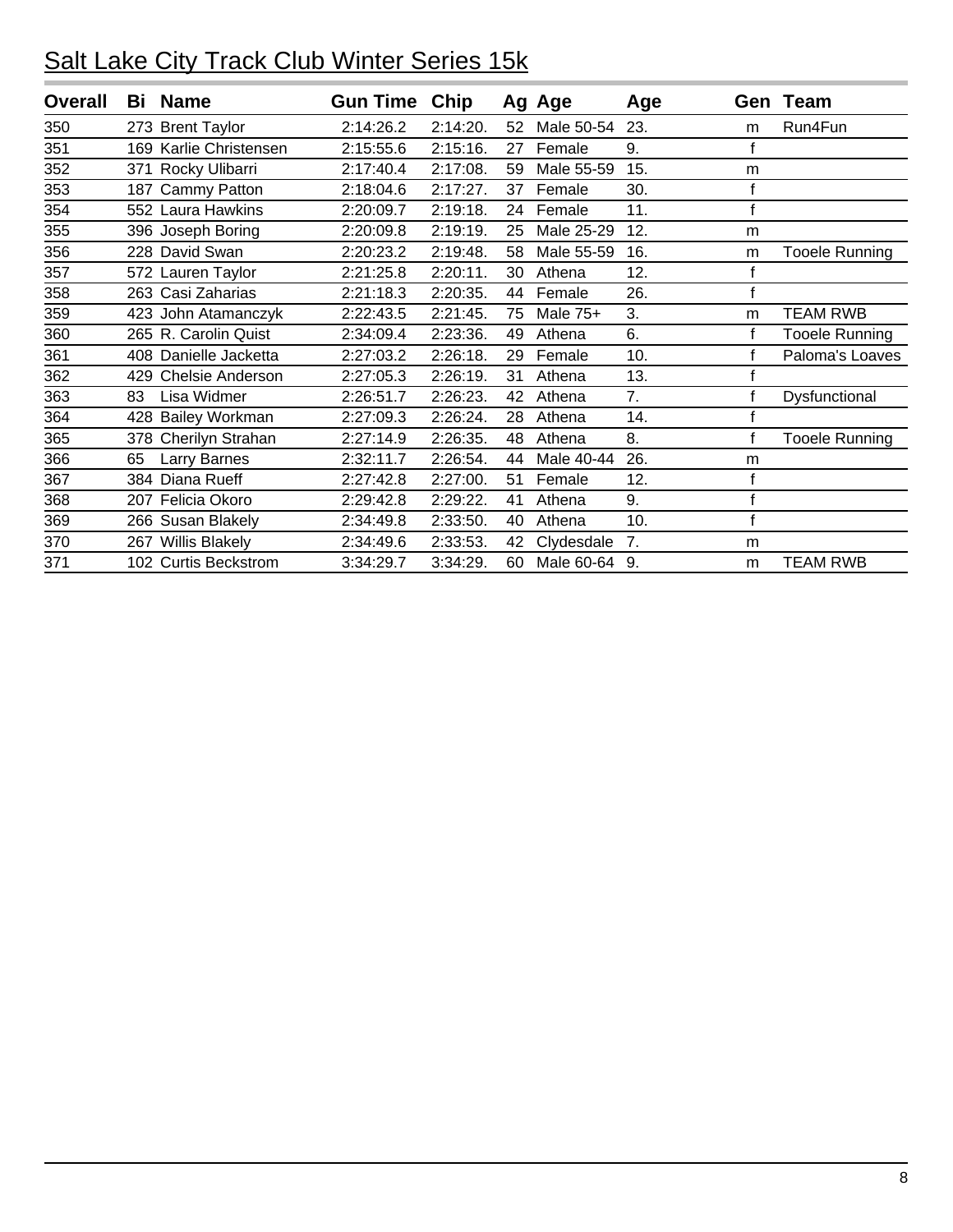# Salt Lake City Track Club Winter Series 15k

| Overall | Bi | Name | Gun Time | Chip | Ag | Age | Age | Gen | Team |
|---|---|---|---|---|---|---|---|---|---|
| 350 | 273 | Brent Taylor | 2:14:26.2 | 2:14:20. | 52 | Male 50-54 | 23. | m | Run4Fun |
| 351 | 169 | Karlie Christensen | 2:15:55.6 | 2:15:16. | 27 | Female | 9. | f | |
| 352 | 371 | Rocky Ulibarri | 2:17:40.4 | 2:17:08. | 59 | Male 55-59 | 15. | m | |
| 353 | 187 | Cammy Patton | 2:18:04.6 | 2:17:27. | 37 | Female | 30. | f | |
| 354 | 552 | Laura Hawkins | 2:20:09.7 | 2:19:18. | 24 | Female | 11. | f | |
| 355 | 396 | Joseph Boring | 2:20:09.8 | 2:19:19. | 25 | Male 25-29 | 12. | m | |
| 356 | 228 | David Swan | 2:20:23.2 | 2:19:48. | 58 | Male 55-59 | 16. | m | Tooele Running |
| 357 | 572 | Lauren Taylor | 2:21:25.8 | 2:20:11. | 30 | Athena | 12. | f | |
| 358 | 263 | Casi Zaharias | 2:21:18.3 | 2:20:35. | 44 | Female | 26. | f | |
| 359 | 423 | John Atamanczyk | 2:22:43.5 | 2:21:45. | 75 | Male 75+ | 3. | m | TEAM RWB |
| 360 | 265 | R. Carolin Quist | 2:34:09.4 | 2:23:36. | 49 | Athena | 6. | f | Tooele Running |
| 361 | 408 | Danielle Jacketta | 2:27:03.2 | 2:26:18. | 29 | Female | 10. | f | Paloma's Loaves |
| 362 | 429 | Chelsie Anderson | 2:27:05.3 | 2:26:19. | 31 | Athena | 13. | f | |
| 363 | 83 | Lisa Widmer | 2:26:51.7 | 2:26:23. | 42 | Athena | 7. | f | Dysfunctional |
| 364 | 428 | Bailey Workman | 2:27:09.3 | 2:26:24. | 28 | Athena | 14. | f | |
| 365 | 378 | Cherilyn Strahan | 2:27:14.9 | 2:26:35. | 48 | Athena | 8. | f | Tooele Running |
| 366 | 65 | Larry Barnes | 2:32:11.7 | 2:26:54. | 44 | Male 40-44 | 26. | m | |
| 367 | 384 | Diana Rueff | 2:27:42.8 | 2:27:00. | 51 | Female | 12. | f | |
| 368 | 207 | Felicia Okoro | 2:29:42.8 | 2:29:22. | 41 | Athena | 9. | f | |
| 369 | 266 | Susan Blakely | 2:34:49.8 | 2:33:50. | 40 | Athena | 10. | f | |
| 370 | 267 | Willis Blakely | 2:34:49.6 | 2:33:53. | 42 | Clydesdale | 7. | m | |
| 371 | 102 | Curtis Beckstrom | 3:34:29.7 | 3:34:29. | 60 | Male 60-64 | 9. | m | TEAM RWB |